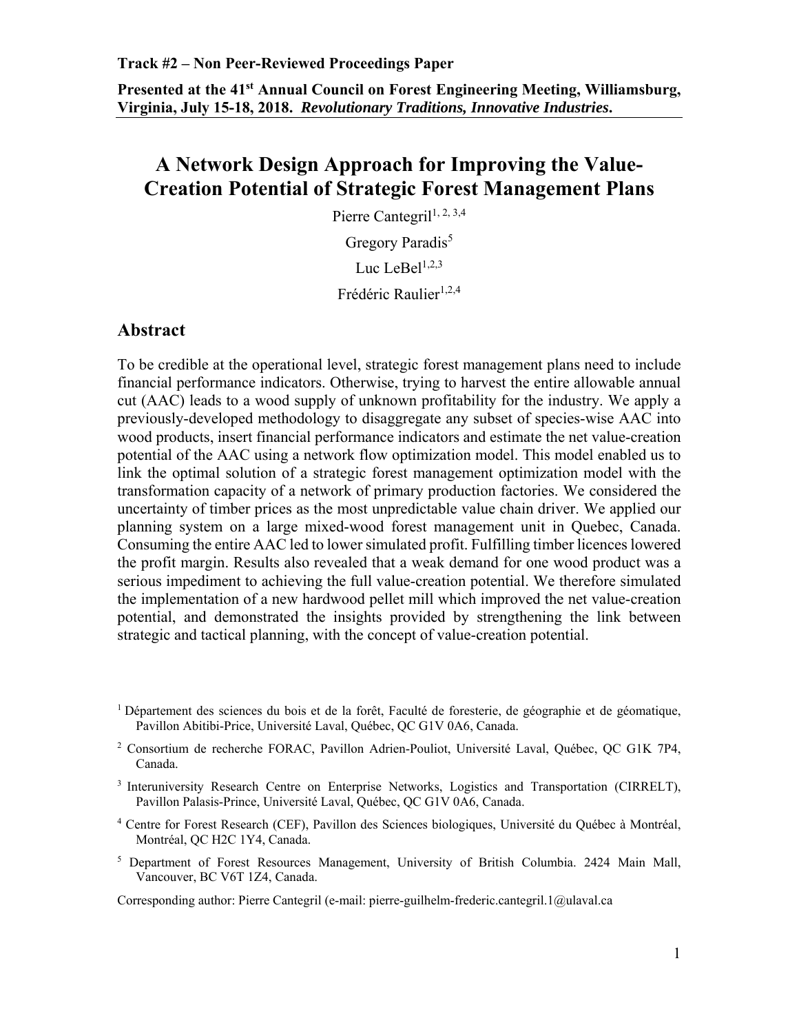**Track #2 – Non Peer-Reviewed Proceedings Paper**

**Presented at the 41st Annual Council on Forest Engineering Meeting, Williamsburg, Virginia, July 15-18, 2018.** ***Revolutionary Traditions, Innovative Industries.***

# A Network Design Approach for Improving the Value-Creation Potential of Strategic Forest Management Plans

Pierre Cantegril[1,2,3,4]

Gregory Paradis[5]

Luc LeBel[1,2,3]

Frédéric Raulier[1,2,4]

## Abstract

To be credible at the operational level, strategic forest management plans need to include financial performance indicators. Otherwise, trying to harvest the entire allowable annual cut (AAC) leads to a wood supply of unknown profitability for the industry. We apply a previously-developed methodology to disaggregate any subset of species-wise AAC into wood products, insert financial performance indicators and estimate the net value-creation potential of the AAC using a network flow optimization model. This model enabled us to link the optimal solution of a strategic forest management optimization model with the transformation capacity of a network of primary production factories. We considered the uncertainty of timber prices as the most unpredictable value chain driver. We applied our planning system on a large mixed-wood forest management unit in Quebec, Canada. Consuming the entire AAC led to lower simulated profit. Fulfilling timber licences lowered the profit margin. Results also revealed that a weak demand for one wood product was a serious impediment to achieving the full value-creation potential. We therefore simulated the implementation of a new hardwood pellet mill which improved the net value-creation potential, and demonstrated the insights provided by strengthening the link between strategic and tactical planning, with the concept of value-creation potential.

[1] Département des sciences du bois et de la forêt, Faculté de foresterie, de géographie et de géomatique, Pavillon Abitibi-Price, Université Laval, Québec, QC G1V 0A6, Canada.

[2] Consortium de recherche FORAC, Pavillon Adrien-Pouliot, Université Laval, Québec, QC G1K 7P4, Canada.

[3] Interuniversity Research Centre on Enterprise Networks, Logistics and Transportation (CIRRELT), Pavillon Palasis-Prince, Université Laval, Québec, QC G1V 0A6, Canada.

[4] Centre for Forest Research (CEF), Pavillon des Sciences biologiques, Université du Québec à Montréal, Montréal, QC H2C 1Y4, Canada.

[5] Department of Forest Resources Management, University of British Columbia. 2424 Main Mall, Vancouver, BC V6T 1Z4, Canada.

Corresponding author: Pierre Cantegril (e-mail: pierre-guilhelm-frederic.cantegril.1@ulaval.ca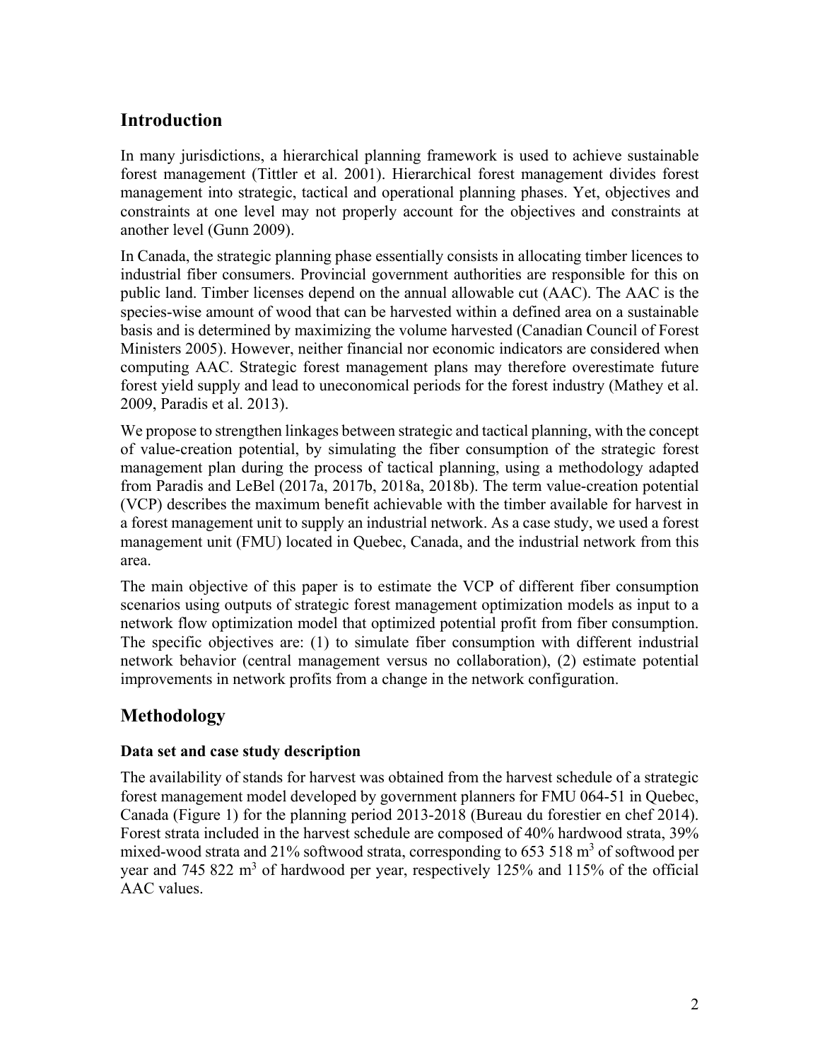## Introduction

In many jurisdictions, a hierarchical planning framework is used to achieve sustainable forest management (Tittler et al. 2001). Hierarchical forest management divides forest management into strategic, tactical and operational planning phases. Yet, objectives and constraints at one level may not properly account for the objectives and constraints at another level (Gunn 2009).

In Canada, the strategic planning phase essentially consists in allocating timber licences to industrial fiber consumers. Provincial government authorities are responsible for this on public land. Timber licenses depend on the annual allowable cut (AAC). The AAC is the species-wise amount of wood that can be harvested within a defined area on a sustainable basis and is determined by maximizing the volume harvested (Canadian Council of Forest Ministers 2005). However, neither financial nor economic indicators are considered when computing AAC. Strategic forest management plans may therefore overestimate future forest yield supply and lead to uneconomical periods for the forest industry (Mathey et al. 2009, Paradis et al. 2013).

We propose to strengthen linkages between strategic and tactical planning, with the concept of value-creation potential, by simulating the fiber consumption of the strategic forest management plan during the process of tactical planning, using a methodology adapted from Paradis and LeBel (2017a, 2017b, 2018a, 2018b). The term value-creation potential (VCP) describes the maximum benefit achievable with the timber available for harvest in a forest management unit to supply an industrial network. As a case study, we used a forest management unit (FMU) located in Quebec, Canada, and the industrial network from this area.

The main objective of this paper is to estimate the VCP of different fiber consumption scenarios using outputs of strategic forest management optimization models as input to a network flow optimization model that optimized potential profit from fiber consumption. The specific objectives are: (1) to simulate fiber consumption with different industrial network behavior (central management versus no collaboration), (2) estimate potential improvements in network profits from a change in the network configuration.

## Methodology

### Data set and case study description

The availability of stands for harvest was obtained from the harvest schedule of a strategic forest management model developed by government planners for FMU 064-51 in Quebec, Canada (Figure 1) for the planning period 2013-2018 (Bureau du forestier en chef 2014). Forest strata included in the harvest schedule are composed of 40% hardwood strata, 39% mixed-wood strata and 21% softwood strata, corresponding to 653 518 $m^3$ of softwood per year and 745 822 $m^3$ of hardwood per year, respectively 125% and 115% of the official AAC values.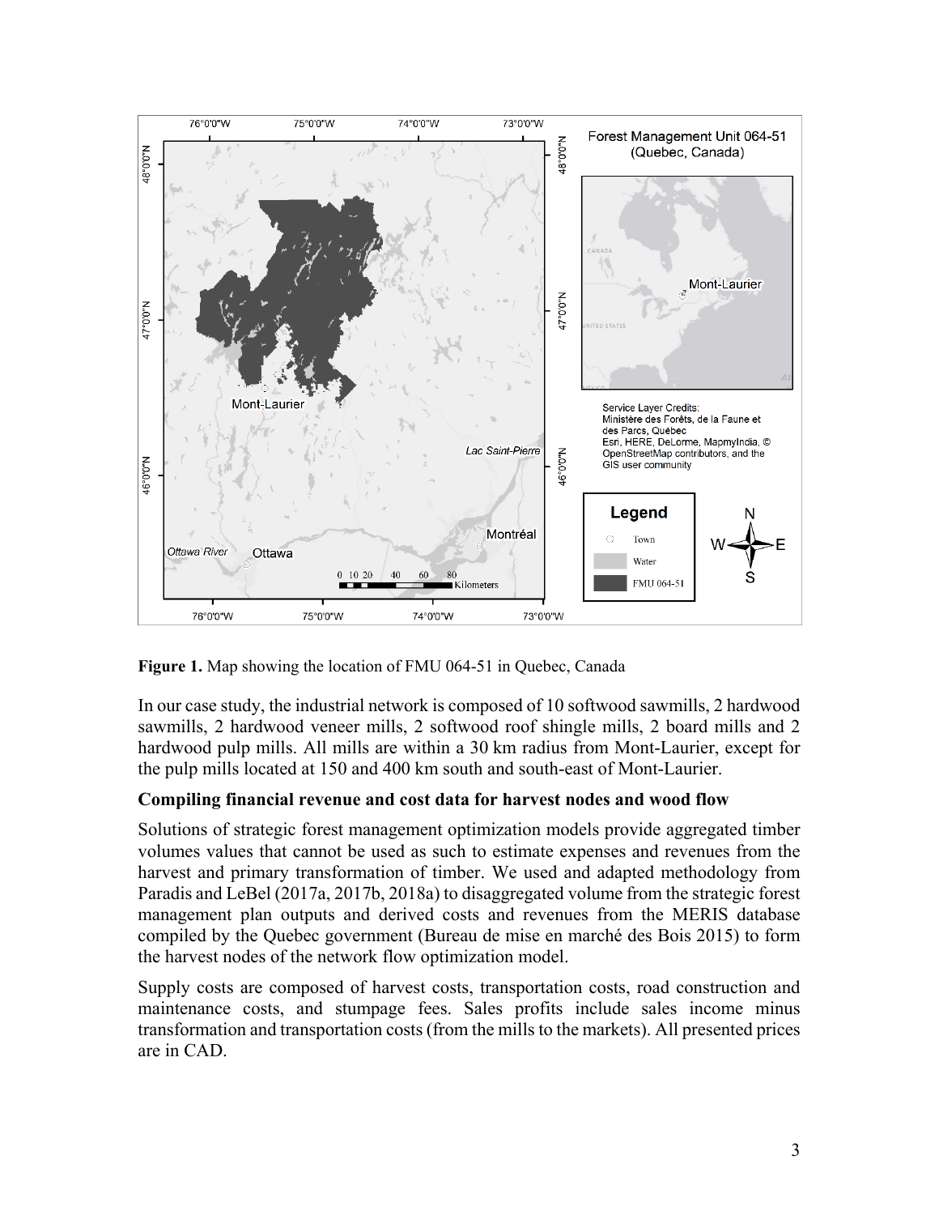**Figure 1.** Map showing the location of FMU 064-51 in Quebec, Canada

In our case study, the industrial network is composed of 10 softwood sawmills, 2 hardwood sawmills, 2 hardwood veneer mills, 2 softwood roof shingle mills, 2 board mills and 2 hardwood pulp mills. All mills are within a 30 km radius from Mont-Laurier, except for the pulp mills located at 150 and 400 km south and south-east of Mont-Laurier.

### Compiling financial revenue and cost data for harvest nodes and wood flow

Solutions of strategic forest management optimization models provide aggregated timber volumes values that cannot be used as such to estimate expenses and revenues from the harvest and primary transformation of timber. We used and adapted methodology from Paradis and LeBel (2017a, 2017b, 2018a) to disaggregated volume from the strategic forest management plan outputs and derived costs and revenues from the MERIS database compiled by the Quebec government (Bureau de mise en marché des Bois 2015) to form the harvest nodes of the network flow optimization model.

Supply costs are composed of harvest costs, transportation costs, road construction and maintenance costs, and stumpage fees. Sales profits include sales income minus transformation and transportation costs (from the mills to the markets). All presented prices are in CAD.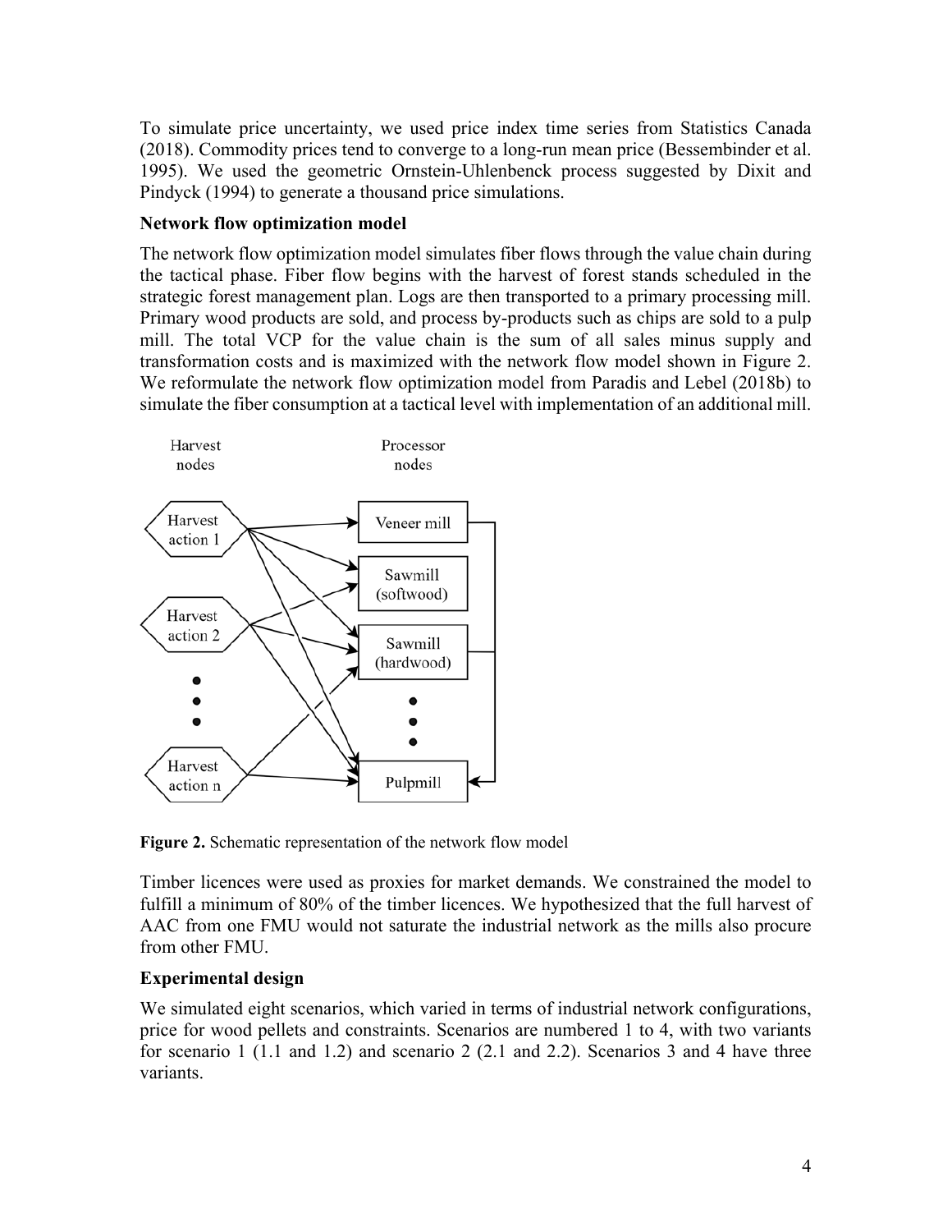To simulate price uncertainty, we used price index time series from Statistics Canada (2018). Commodity prices tend to converge to a long-run mean price (Bessembinder et al. 1995). We used the geometric Ornstein-Uhlenbenck process suggested by Dixit and Pindyck (1994) to generate a thousand price simulations.

**Network flow optimization model**

The network flow optimization model simulates fiber flows through the value chain during the tactical phase. Fiber flow begins with the harvest of forest stands scheduled in the strategic forest management plan. Logs are then transported to a primary processing mill. Primary wood products are sold, and process by-products such as chips are sold to a pulp mill. The total VCP for the value chain is the sum of all sales minus supply and transformation costs and is maximized with the network flow model shown in Figure 2. We reformulate the network flow optimization model from Paradis and Lebel (2018b) to simulate the fiber consumption at a tactical level with implementation of an additional mill.

**Figure 2.** Schematic representation of the network flow model

Timber licences were used as proxies for market demands. We constrained the model to fulfill a minimum of 80% of the timber licences. We hypothesized that the full harvest of AAC from one FMU would not saturate the industrial network as the mills also procure from other FMU.

**Experimental design**

We simulated eight scenarios, which varied in terms of industrial network configurations, price for wood pellets and constraints. Scenarios are numbered 1 to 4, with two variants for scenario 1 (1.1 and 1.2) and scenario 2 (2.1 and 2.2). Scenarios 3 and 4 have three variants.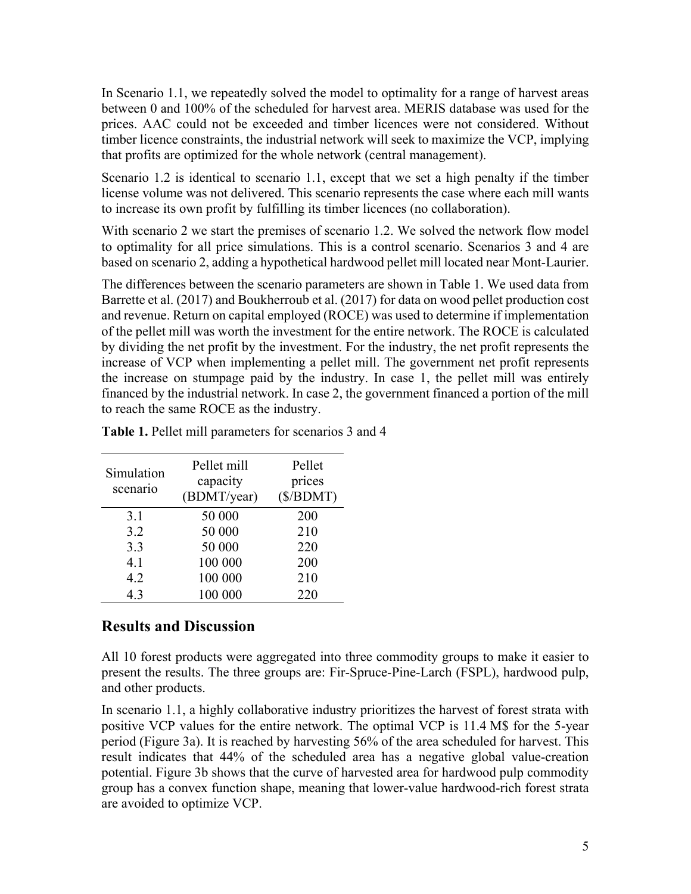In Scenario 1.1, we repeatedly solved the model to optimality for a range of harvest areas between 0 and 100% of the scheduled for harvest area. MERIS database was used for the prices. AAC could not be exceeded and timber licences were not considered. Without timber licence constraints, the industrial network will seek to maximize the VCP, implying that profits are optimized for the whole network (central management).

Scenario 1.2 is identical to scenario 1.1, except that we set a high penalty if the timber license volume was not delivered. This scenario represents the case where each mill wants to increase its own profit by fulfilling its timber licences (no collaboration).

With scenario 2 we start the premises of scenario 1.2. We solved the network flow model to optimality for all price simulations. This is a control scenario. Scenarios 3 and 4 are based on scenario 2, adding a hypothetical hardwood pellet mill located near Mont-Laurier.

The differences between the scenario parameters are shown in Table 1. We used data from Barrette et al. (2017) and Boukherroub et al. (2017) for data on wood pellet production cost and revenue. Return on capital employed (ROCE) was used to determine if implementation of the pellet mill was worth the investment for the entire network. The ROCE is calculated by dividing the net profit by the investment. For the industry, the net profit represents the increase of VCP when implementing a pellet mill. The government net profit represents the increase on stumpage paid by the industry. In case 1, the pellet mill was entirely financed by the industrial network. In case 2, the government financed a portion of the mill to reach the same ROCE as the industry.

**Table 1.** Pellet mill parameters for scenarios 3 and 4

| Simulation scenario | Pellet mill capacity (BDMT/year) | Pellet prices ($/BDMT) |
|---|---|---|
| 3.1 | 50 000 | 200 |
| 3.2 | 50 000 | 210 |
| 3.3 | 50 000 | 220 |
| 4.1 | 100 000 | 200 |
| 4.2 | 100 000 | 210 |
| 4.3 | 100 000 | 220 |

## Results and Discussion

All 10 forest products were aggregated into three commodity groups to make it easier to present the results. The three groups are: Fir-Spruce-Pine-Larch (FSPL), hardwood pulp, and other products.

In scenario 1.1, a highly collaborative industry prioritizes the harvest of forest strata with positive VCP values for the entire network. The optimal VCP is 11.4 M$ for the 5-year period (Figure 3a). It is reached by harvesting 56% of the area scheduled for harvest. This result indicates that 44% of the scheduled area has a negative global value-creation potential. Figure 3b shows that the curve of harvested area for hardwood pulp commodity group has a convex function shape, meaning that lower-value hardwood-rich forest strata are avoided to optimize VCP.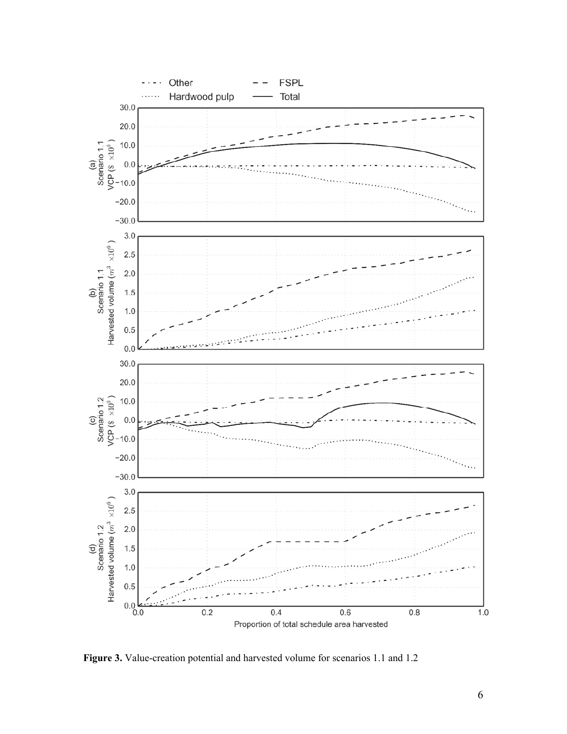Figure 3. Value-creation potential and harvested volume for scenarios 1.1 and 1.2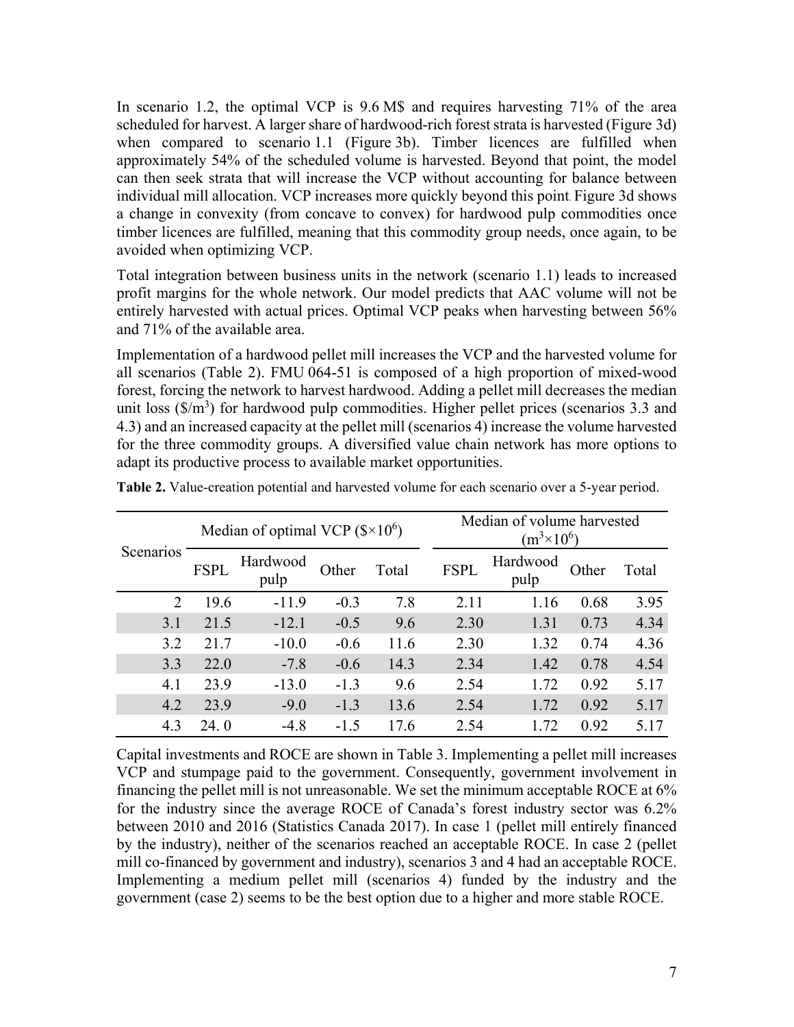In scenario 1.2, the optimal VCP is 9.6 M$ and requires harvesting 71% of the area scheduled for harvest. A larger share of hardwood-rich forest strata is harvested (Figure 3d) when compared to scenario 1.1 (Figure 3b). Timber licences are fulfilled when approximately 54% of the scheduled volume is harvested. Beyond that point, the model can then seek strata that will increase the VCP without accounting for balance between individual mill allocation. VCP increases more quickly beyond this point. Figure 3d shows a change in convexity (from concave to convex) for hardwood pulp commodities once timber licences are fulfilled, meaning that this commodity group needs, once again, to be avoided when optimizing VCP.

Total integration between business units in the network (scenario 1.1) leads to increased profit margins for the whole network. Our model predicts that AAC volume will not be entirely harvested with actual prices. Optimal VCP peaks when harvesting between 56% and 71% of the available area.

Implementation of a hardwood pellet mill increases the VCP and the harvested volume for all scenarios (Table 2). FMU 064-51 is composed of a high proportion of mixed-wood forest, forcing the network to harvest hardwood. Adding a pellet mill decreases the median unit loss ($\$/m^3$) for hardwood pulp commodities. Higher pellet prices (scenarios 3.3 and 4.3) and an increased capacity at the pellet mill (scenarios 4) increase the volume harvested for the three commodity groups. A diversified value chain network has more options to adapt its productive process to available market opportunities.

**Table 2.** Value-creation potential and harvested volume for each scenario over a 5-year period.

| Scenarios | Median of optimal VCP ($\$\times10^6$) | | | | Median of volume harvested ($m^3\times10^6$) | | | |
|---|---|---|---|---|---|---|---|---|
| | FSPL | Hardwood pulp | Other | Total | FSPL | Hardwood pulp | Other | Total |
| 2 | 19.6 | -11.9 | -0.3 | 7.8 | 2.11 | 1.16 | 0.68 | 3.95 |
| 3.1 | 21.5 | -12.1 | -0.5 | 9.6 | 2.30 | 1.31 | 0.73 | 4.34 |
| 3.2 | 21.7 | -10.0 | -0.6 | 11.6 | 2.30 | 1.32 | 0.74 | 4.36 |
| 3.3 | 22.0 | -7.8 | -0.6 | 14.3 | 2.34 | 1.42 | 0.78 | 4.54 |
| 4.1 | 23.9 | -13.0 | -1.3 | 9.6 | 2.54 | 1.72 | 0.92 | 5.17 |
| 4.2 | 23.9 | -9.0 | -1.3 | 13.6 | 2.54 | 1.72 | 0.92 | 5.17 |
| 4.3 | 24. 0 | -4.8 | -1.5 | 17.6 | 2.54 | 1.72 | 0.92 | 5.17 |

Capital investments and ROCE are shown in Table 3. Implementing a pellet mill increases VCP and stumpage paid to the government. Consequently, government involvement in financing the pellet mill is not unreasonable. We set the minimum acceptable ROCE at 6% for the industry since the average ROCE of Canada's forest industry sector was 6.2% between 2010 and 2016 (Statistics Canada 2017). In case 1 (pellet mill entirely financed by the industry), neither of the scenarios reached an acceptable ROCE. In case 2 (pellet mill co-financed by government and industry), scenarios 3 and 4 had an acceptable ROCE. Implementing a medium pellet mill (scenarios 4) funded by the industry and the government (case 2) seems to be the best option due to a higher and more stable ROCE.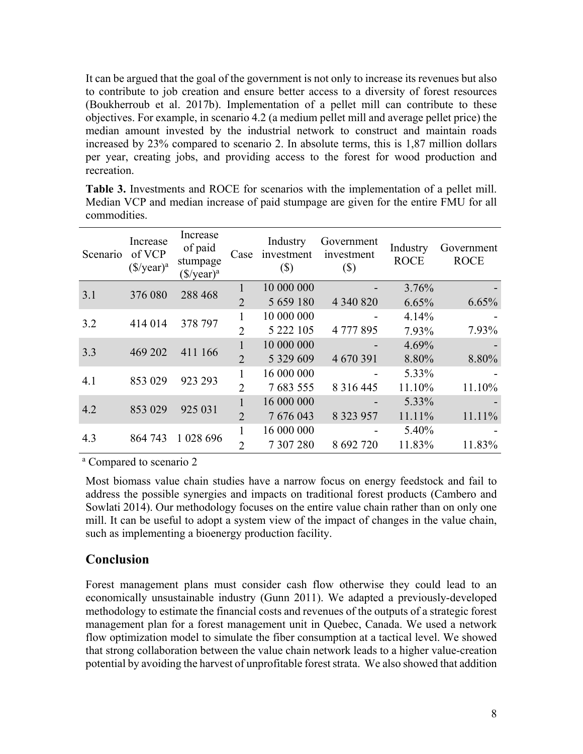It can be argued that the goal of the government is not only to increase its revenues but also to contribute to job creation and ensure better access to a diversity of forest resources (Boukherroub et al. 2017b). Implementation of a pellet mill can contribute to these objectives. For example, in scenario 4.2 (a medium pellet mill and average pellet price) the median amount invested by the industrial network to construct and maintain roads increased by 23% compared to scenario 2. In absolute terms, this is 1,87 million dollars per year, creating jobs, and providing access to the forest for wood production and recreation.

**Table 3.** Investments and ROCE for scenarios with the implementation of a pellet mill. Median VCP and median increase of paid stumpage are given for the entire FMU for all commodities.

| Scenario | Increase of VCP (\$/year)[a] | Increase of paid stumpage (\$/year)[a] | Case | Industry investment (\$) | Government investment (\$) | Industry ROCE | Government ROCE |
|---|---|---|---|---|---|---|---|
| 3.1 | 376 080 | 288 468 | 1 | 10 000 000 | - | 3.76% | - |
| | | | 2 | 5 659 180 | 4 340 820 | 6.65% | 6.65% |
| 3.2 | 414 014 | 378 797 | 1 | 10 000 000 | - | 4.14% | - |
| | | | 2 | 5 222 105 | 4 777 895 | 7.93% | 7.93% |
| 3.3 | 469 202 | 411 166 | 1 | 10 000 000 | - | 4.69% | - |
| | | | 2 | 5 329 609 | 4 670 391 | 8.80% | 8.80% |
| 4.1 | 853 029 | 923 293 | 1 | 16 000 000 | - | 5.33% | - |
| | | | 2 | 7 683 555 | 8 316 445 | 11.10% | 11.10% |
| 4.2 | 853 029 | 925 031 | 1 | 16 000 000 | - | 5.33% | - |
| | | | 2 | 7 676 043 | 8 323 957 | 11.11% | 11.11% |
| 4.3 | 864 743 | 1 028 696 | 1 | 16 000 000 | - | 5.40% | - |
| | | | 2 | 7 307 280 | 8 692 720 | 11.83% | 11.83% |

[a] Compared to scenario 2

Most biomass value chain studies have a narrow focus on energy feedstock and fail to address the possible synergies and impacts on traditional forest products (Cambero and Sowlati 2014). Our methodology focuses on the entire value chain rather than on only one mill. It can be useful to adopt a system view of the impact of changes in the value chain, such as implementing a bioenergy production facility.

## Conclusion

Forest management plans must consider cash flow otherwise they could lead to an economically unsustainable industry (Gunn 2011). We adapted a previously-developed methodology to estimate the financial costs and revenues of the outputs of a strategic forest management plan for a forest management unit in Quebec, Canada. We used a network flow optimization model to simulate the fiber consumption at a tactical level. We showed that strong collaboration between the value chain network leads to a higher value-creation potential by avoiding the harvest of unprofitable forest strata. We also showed that addition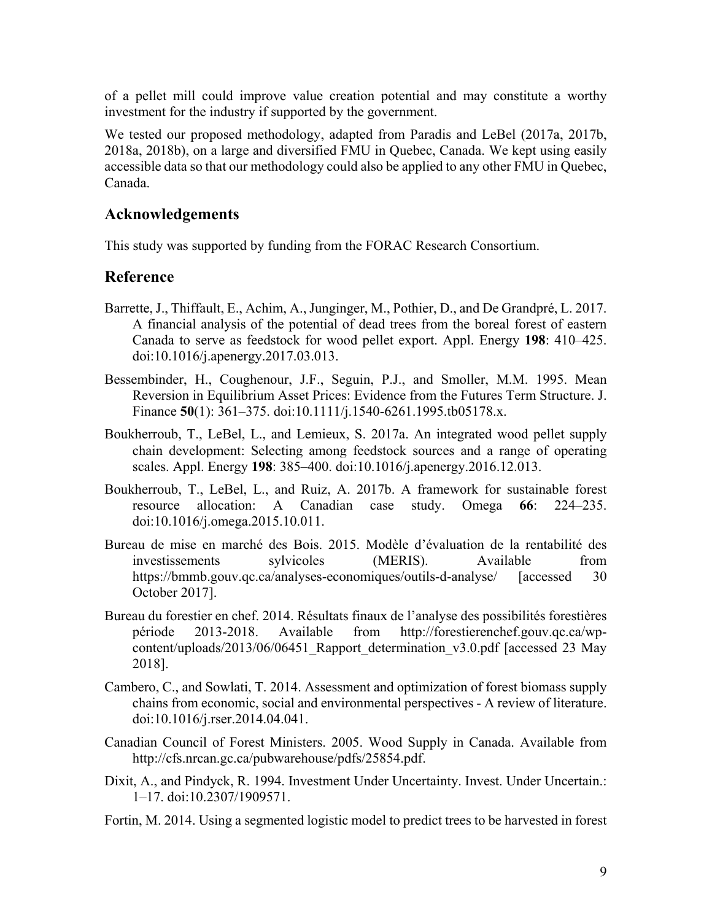of a pellet mill could improve value creation potential and may constitute a worthy investment for the industry if supported by the government.

We tested our proposed methodology, adapted from Paradis and LeBel (2017a, 2017b, 2018a, 2018b), on a large and diversified FMU in Quebec, Canada. We kept using easily accessible data so that our methodology could also be applied to any other FMU in Quebec, Canada.

## Acknowledgements

This study was supported by funding from the FORAC Research Consortium.

## Reference

Barrette, J., Thiffault, E., Achim, A., Junginger, M., Pothier, D., and De Grandpré, L. 2017. A financial analysis of the potential of dead trees from the boreal forest of eastern Canada to serve as feedstock for wood pellet export. Appl. Energy **198**: 410–425. doi:10.1016/j.apenergy.2017.03.013.

Bessembinder, H., Coughenour, J.F., Seguin, P.J., and Smoller, M.M. 1995. Mean Reversion in Equilibrium Asset Prices: Evidence from the Futures Term Structure. J. Finance **50**(1): 361–375. doi:10.1111/j.1540-6261.1995.tb05178.x.

Boukherroub, T., LeBel, L., and Lemieux, S. 2017a. An integrated wood pellet supply chain development: Selecting among feedstock sources and a range of operating scales. Appl. Energy **198**: 385–400. doi:10.1016/j.apenergy.2016.12.013.

Boukherroub, T., LeBel, L., and Ruiz, A. 2017b. A framework for sustainable forest resource allocation: A Canadian case study. Omega **66**: 224–235. doi:10.1016/j.omega.2015.10.011.

Bureau de mise en marché des Bois. 2015. Modèle d'évaluation de la rentabilité des investissements sylvicoles (MERIS). Available from https://bmmb.gouv.qc.ca/analyses-economiques/outils-d-analyse/ [accessed 30 October 2017].

Bureau du forestier en chef. 2014. Résultats finaux de l'analyse des possibilités forestières période 2013-2018. Available from http://forestierenchef.gouv.qc.ca/wp-content/uploads/2013/06/06451_Rapport_determination_v3.0.pdf [accessed 23 May 2018].

Cambero, C., and Sowlati, T. 2014. Assessment and optimization of forest biomass supply chains from economic, social and environmental perspectives - A review of literature. doi:10.1016/j.rser.2014.04.041.

Canadian Council of Forest Ministers. 2005. Wood Supply in Canada. Available from http://cfs.nrcan.gc.ca/pubwarehouse/pdfs/25854.pdf.

Dixit, A., and Pindyck, R. 1994. Investment Under Uncertainty. Invest. Under Uncertain.: 1–17. doi:10.2307/1909571.

Fortin, M. 2014. Using a segmented logistic model to predict trees to be harvested in forest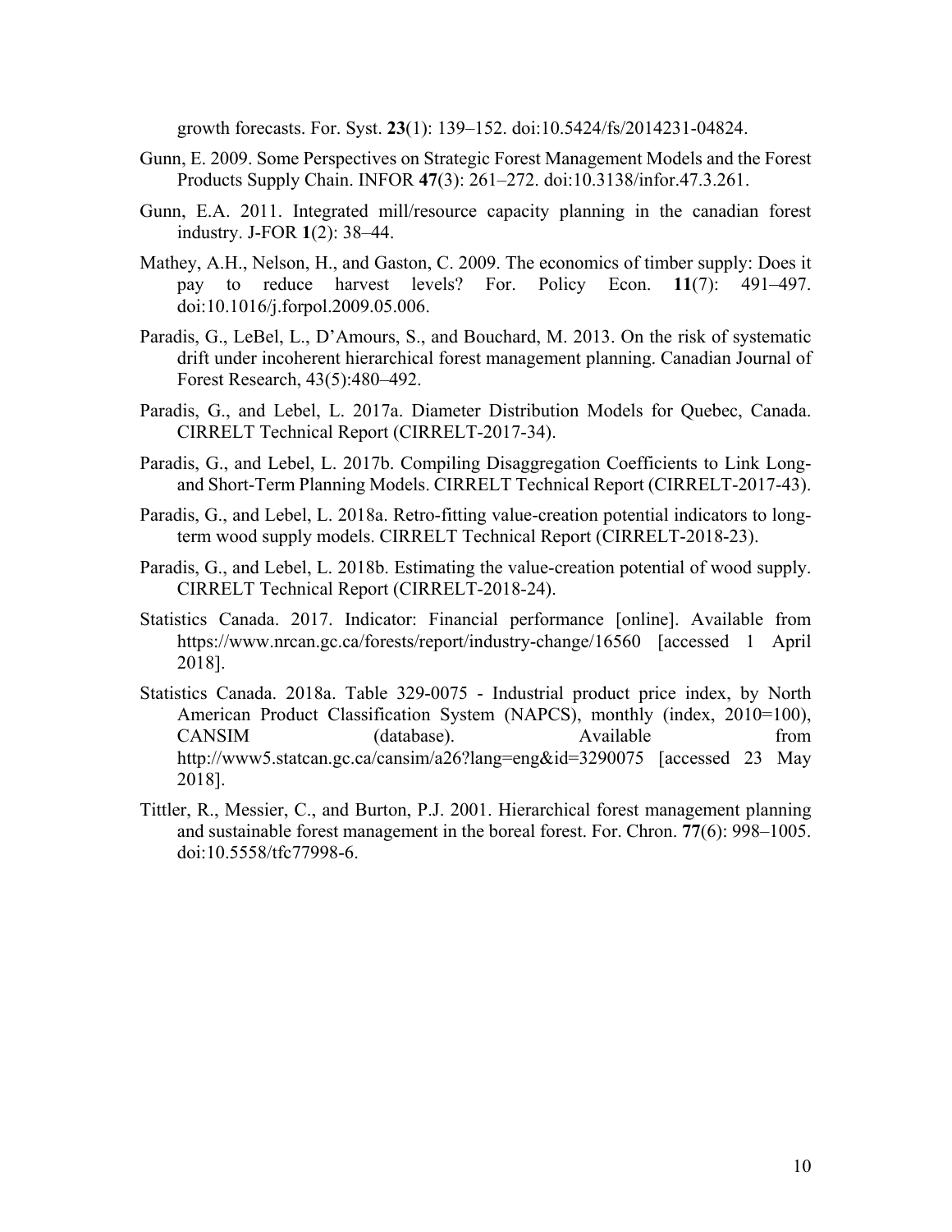growth forecasts. For. Syst. **23**(1): 139–152. doi:10.5424/fs/2014231-04824.

Gunn, E. 2009. Some Perspectives on Strategic Forest Management Models and the Forest Products Supply Chain. INFOR **47**(3): 261–272. doi:10.3138/infor.47.3.261.

Gunn, E.A. 2011. Integrated mill/resource capacity planning in the canadian forest industry. J-FOR **1**(2): 38–44.

Mathey, A.H., Nelson, H., and Gaston, C. 2009. The economics of timber supply: Does it pay to reduce harvest levels? For. Policy Econ. **11**(7): 491–497. doi:10.1016/j.forpol.2009.05.006.

Paradis, G., LeBel, L., D'Amours, S., and Bouchard, M. 2013. On the risk of systematic drift under incoherent hierarchical forest management planning. Canadian Journal of Forest Research, 43(5):480–492.

Paradis, G., and Lebel, L. 2017a. Diameter Distribution Models for Quebec, Canada. CIRRELT Technical Report (CIRRELT-2017-34).

Paradis, G., and Lebel, L. 2017b. Compiling Disaggregation Coefficients to Link Long- and Short-Term Planning Models. CIRRELT Technical Report (CIRRELT-2017-43).

Paradis, G., and Lebel, L. 2018a. Retro-fitting value-creation potential indicators to long-term wood supply models. CIRRELT Technical Report (CIRRELT-2018-23).

Paradis, G., and Lebel, L. 2018b. Estimating the value-creation potential of wood supply. CIRRELT Technical Report (CIRRELT-2018-24).

Statistics Canada. 2017. Indicator: Financial performance [online]. Available from https://www.nrcan.gc.ca/forests/report/industry-change/16560 [accessed 1 April 2018].

Statistics Canada. 2018a. Table 329-0075 - Industrial product price index, by North American Product Classification System (NAPCS), monthly (index, 2010=100), CANSIM (database). Available from http://www5.statcan.gc.ca/cansim/a26?lang=eng&id=3290075 [accessed 23 May 2018].

Tittler, R., Messier, C., and Burton, P.J. 2001. Hierarchical forest management planning and sustainable forest management in the boreal forest. For. Chron. **77**(6): 998–1005. doi:10.5558/tfc77998-6.